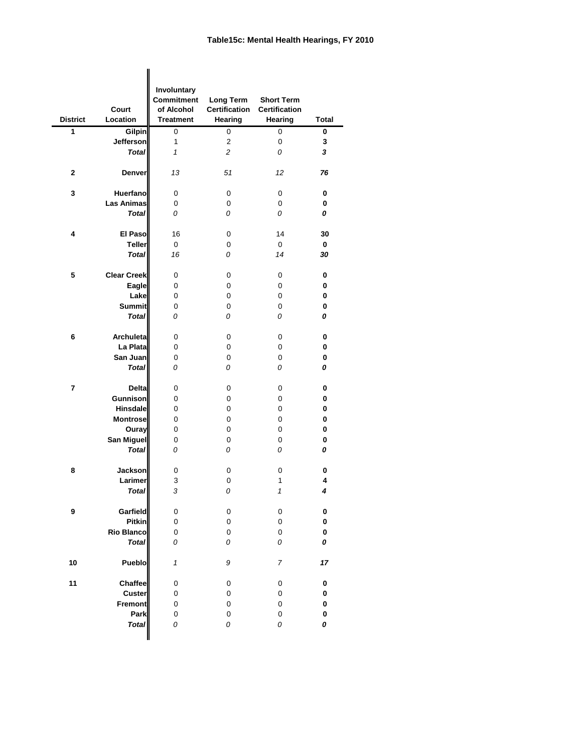# Table15c: Mental Health Hearings, FY 2010

| District | Court Location | Involuntary Commitment of Alcohol Treatment | Long Term Certification Hearing | Short Term Certification Hearing | Total |
|---|---|---|---|---|---|
| 1 | Gilpin | 0 | 0 | 0 | **0** |
| | Jefferson | 1 | 2 | 0 | **3** |
| | ***Total*** | *1* | *2* | *0* | ***3*** |
| 2 | Denver | *13* | *51* | *12* | ***76*** |
| 3 | Huerfano | 0 | 0 | 0 | **0** |
| | Las Animas | 0 | 0 | 0 | **0** |
| | ***Total*** | *0* | *0* | *0* | ***0*** |
| 4 | El Paso | 16 | 0 | 14 | **30** |
| | Teller | 0 | 0 | 0 | **0** |
| | ***Total*** | *16* | *0* | *14* | ***30*** |
| 5 | Clear Creek | 0 | 0 | 0 | **0** |
| | Eagle | 0 | 0 | 0 | **0** |
| | Lake | 0 | 0 | 0 | **0** |
| | Summit | 0 | 0 | 0 | **0** |
| | ***Total*** | *0* | *0* | *0* | ***0*** |
| 6 | Archuleta | 0 | 0 | 0 | **0** |
| | La Plata | 0 | 0 | 0 | **0** |
| | San Juan | 0 | 0 | 0 | **0** |
| | ***Total*** | *0* | *0* | *0* | ***0*** |
| 7 | Delta | 0 | 0 | 0 | **0** |
| | Gunnison | 0 | 0 | 0 | **0** |
| | Hinsdale | 0 | 0 | 0 | **0** |
| | Montrose | 0 | 0 | 0 | **0** |
| | Ouray | 0 | 0 | 0 | **0** |
| | San Miguel | 0 | 0 | 0 | **0** |
| | ***Total*** | *0* | *0* | *0* | ***0*** |
| 8 | Jackson | 0 | 0 | 0 | **0** |
| | Larimer | 3 | 0 | 1 | **4** |
| | ***Total*** | *3* | *0* | *1* | ***4*** |
| 9 | Garfield | 0 | 0 | 0 | **0** |
| | Pitkin | 0 | 0 | 0 | **0** |
| | Rio Blanco | 0 | 0 | 0 | **0** |
| | ***Total*** | *0* | *0* | *0* | ***0*** |
| 10 | Pueblo | *1* | *9* | *7* | ***17*** |
| 11 | Chaffee | 0 | 0 | 0 | **0** |
| | Custer | 0 | 0 | 0 | **0** |
| | Fremont | 0 | 0 | 0 | **0** |
| | Park | 0 | 0 | 0 | **0** |
| | ***Total*** | *0* | *0* | *0* | ***0*** |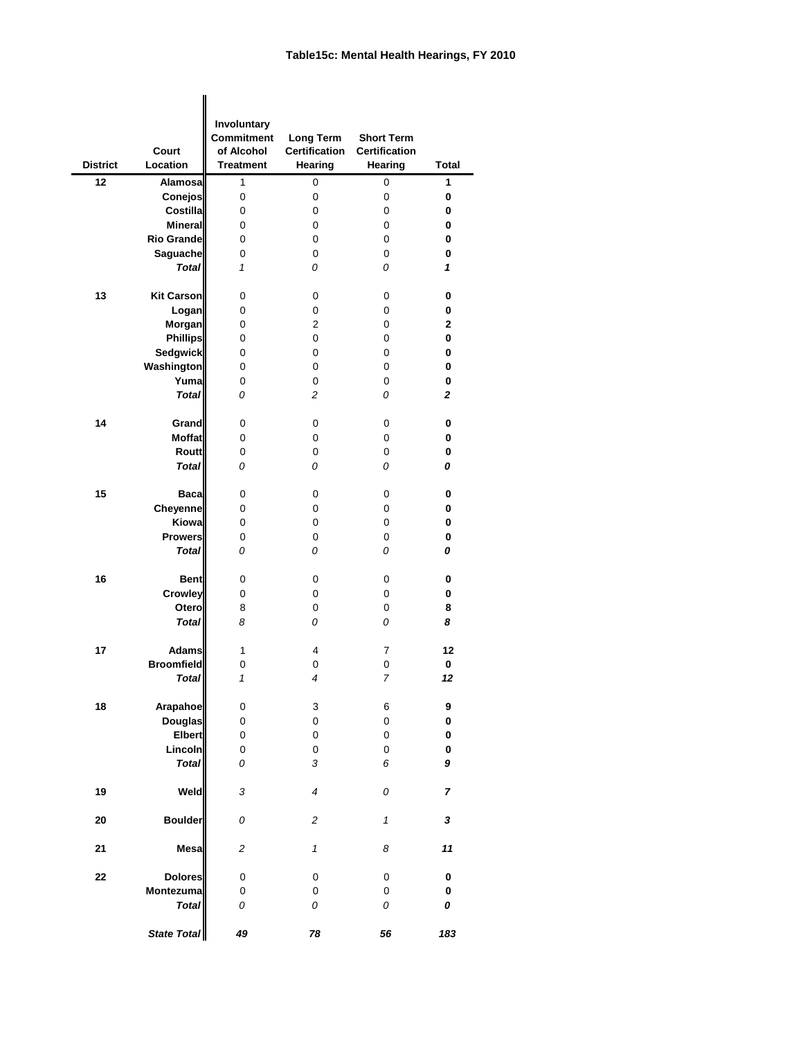**Table15c: Mental Health Hearings, FY 2010**

| District | Court Location | Involuntary Commitment of Alcohol Treatment | Long Term Certification Hearing | Short Term Certification Hearing | Total |
|---|---|---|---|---|---|
| 12 | Alamosa | 1 | 0 | 0 | **1** |
| | Conejos | 0 | 0 | 0 | **0** |
| | Costilla | 0 | 0 | 0 | **0** |
| | Mineral | 0 | 0 | 0 | **0** |
| | Rio Grande | 0 | 0 | 0 | **0** |
| | Saguache | 0 | 0 | 0 | **0** |
| | ***Total*** | *1* | *0* | *0* | ***1*** |
| 13 | Kit Carson | 0 | 0 | 0 | **0** |
| | Logan | 0 | 0 | 0 | **0** |
| | Morgan | 0 | 2 | 0 | **2** |
| | Phillips | 0 | 0 | 0 | **0** |
| | Sedgwick | 0 | 0 | 0 | **0** |
| | Washington | 0 | 0 | 0 | **0** |
| | Yuma | 0 | 0 | 0 | **0** |
| | ***Total*** | *0* | *2* | *0* | ***2*** |
| 14 | Grand | 0 | 0 | 0 | **0** |
| | Moffat | 0 | 0 | 0 | **0** |
| | Routt | 0 | 0 | 0 | **0** |
| | ***Total*** | *0* | *0* | *0* | ***0*** |
| 15 | Baca | 0 | 0 | 0 | **0** |
| | Cheyenne | 0 | 0 | 0 | **0** |
| | Kiowa | 0 | 0 | 0 | **0** |
| | Prowers | 0 | 0 | 0 | **0** |
| | ***Total*** | *0* | *0* | *0* | ***0*** |
| 16 | Bent | 0 | 0 | 0 | **0** |
| | Crowley | 0 | 0 | 0 | **0** |
| | Otero | 8 | 0 | 0 | **8** |
| | ***Total*** | *8* | *0* | *0* | ***8*** |
| 17 | Adams | 1 | 4 | 7 | **12** |
| | Broomfield | 0 | 0 | 0 | **0** |
| | ***Total*** | *1* | *4* | *7* | ***12*** |
| 18 | Arapahoe | 0 | 3 | 6 | **9** |
| | Douglas | 0 | 0 | 0 | **0** |
| | Elbert | 0 | 0 | 0 | **0** |
| | Lincoln | 0 | 0 | 0 | **0** |
| | ***Total*** | *0* | *3* | *6* | ***9*** |
| 19 | Weld | *3* | *4* | *0* | ***7*** |
| 20 | Boulder | *0* | *2* | *1* | ***3*** |
| 21 | Mesa | *2* | *1* | *8* | ***11*** |
| 22 | Dolores | 0 | 0 | 0 | **0** |
| | Montezuma | 0 | 0 | 0 | **0** |
| | ***Total*** | *0* | *0* | *0* | ***0*** |
| | ***State Total*** | ***49*** | ***78*** | ***56*** | ***183*** |